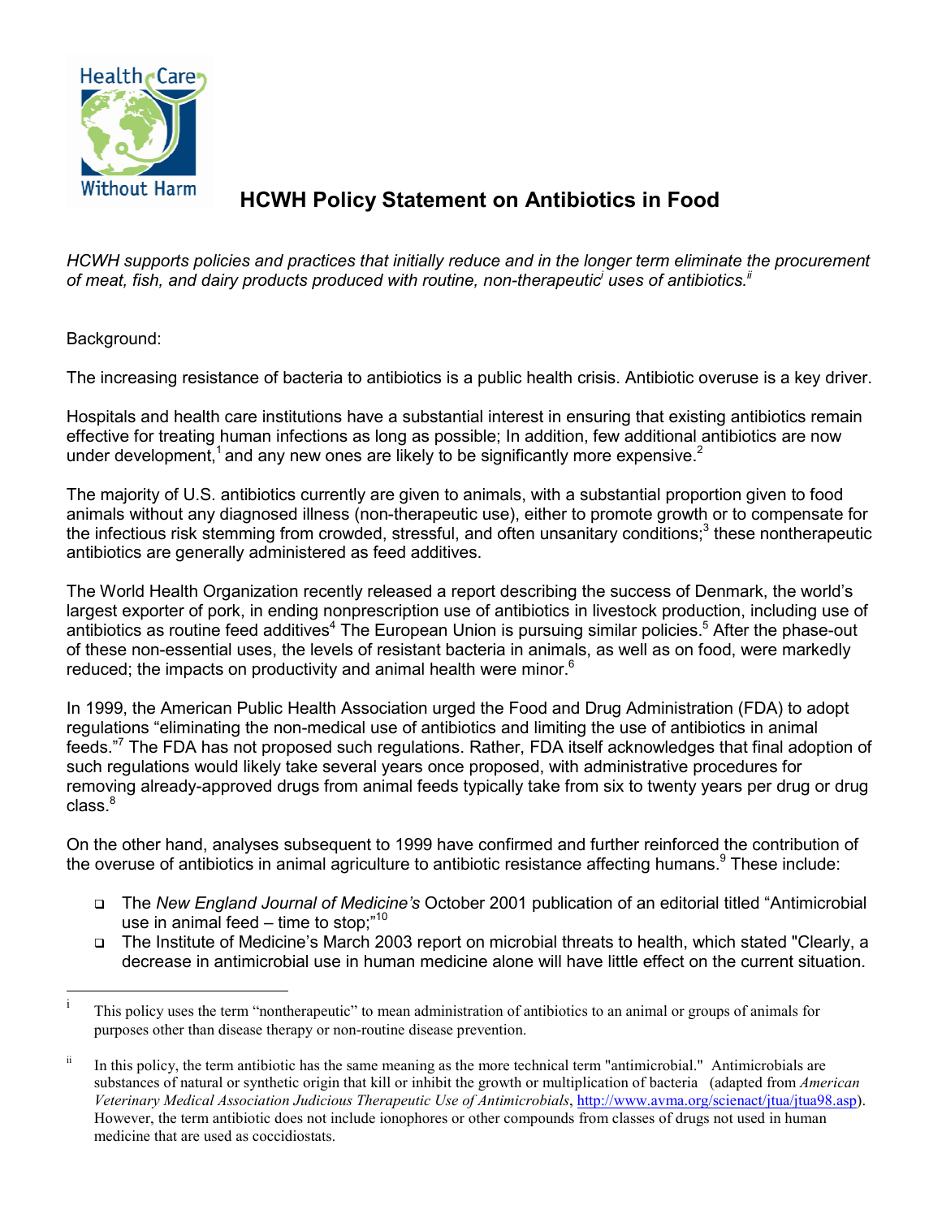# HCWH Policy Statement on Antibiotics in Food

*HCWH supports policies and practices that initially reduce and in the longer term eliminate the procurement of meat, fish, and dairy products produced with routine, non-therapeutic[i] uses of antibiotics.[ii]*

Background:

The increasing resistance of bacteria to antibiotics is a public health crisis. Antibiotic overuse is a key driver.

Hospitals and health care institutions have a substantial interest in ensuring that existing antibiotics remain effective for treating human infections as long as possible; In addition, few additional antibiotics are now under development,[1] and any new ones are likely to be significantly more expensive.[2]

The majority of U.S. antibiotics currently are given to animals, with a substantial proportion given to food animals without any diagnosed illness (non-therapeutic use), either to promote growth or to compensate for the infectious risk stemming from crowded, stressful, and often unsanitary conditions;[3] these nontherapeutic antibiotics are generally administered as feed additives.

The World Health Organization recently released a report describing the success of Denmark, the world's largest exporter of pork, in ending nonprescription use of antibiotics in livestock production, including use of antibiotics as routine feed additives[4] The European Union is pursuing similar policies.[5] After the phase-out of these non-essential uses, the levels of resistant bacteria in animals, as well as on food, were markedly reduced; the impacts on productivity and animal health were minor.[6]

In 1999, the American Public Health Association urged the Food and Drug Administration (FDA) to adopt regulations "eliminating the non-medical use of antibiotics and limiting the use of antibiotics in animal feeds."[7] The FDA has not proposed such regulations. Rather, FDA itself acknowledges that final adoption of such regulations would likely take several years once proposed, with administrative procedures for removing already-approved drugs from animal feeds typically take from six to twenty years per drug or drug class.[8]

On the other hand, analyses subsequent to 1999 have confirmed and further reinforced the contribution of the overuse of antibiotics in animal agriculture to antibiotic resistance affecting humans.[9] These include:

- The *New England Journal of Medicine's* October 2001 publication of an editorial titled "Antimicrobial use in animal feed – time to stop;"[10]
- The Institute of Medicine's March 2003 report on microbial threats to health, which stated "Clearly, a decrease in antimicrobial use in human medicine alone will have little effect on the current situation.

---

[i] This policy uses the term "nontherapeutic" to mean administration of antibiotics to an animal or groups of animals for purposes other than disease therapy or non-routine disease prevention.

[ii] In this policy, the term antibiotic has the same meaning as the more technical term "antimicrobial." Antimicrobials are substances of natural or synthetic origin that kill or inhibit the growth or multiplication of bacteria (adapted from *American Veterinary Medical Association Judicious Therapeutic Use of Antimicrobials*, http://www.avma.org/scienact/jtua/jtua98.asp). However, the term antibiotic does not include ionophores or other compounds from classes of drugs not used in human medicine that are used as coccidiostats.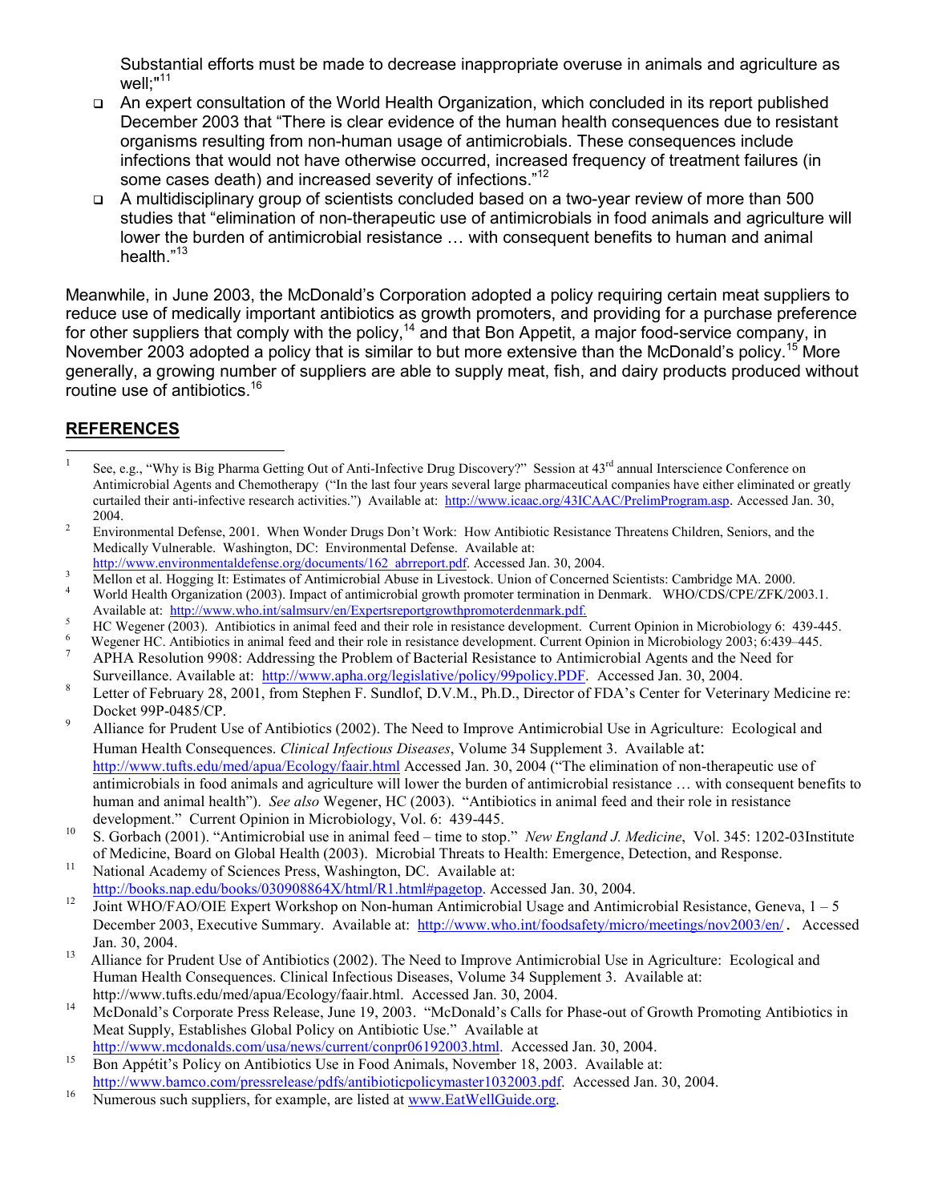Substantial efforts must be made to decrease inappropriate overuse in animals and agriculture as well;"[11]

- An expert consultation of the World Health Organization, which concluded in its report published December 2003 that "There is clear evidence of the human health consequences due to resistant organisms resulting from non-human usage of antimicrobials. These consequences include infections that would not have otherwise occurred, increased frequency of treatment failures (in some cases death) and increased severity of infections."[12]
- A multidisciplinary group of scientists concluded based on a two-year review of more than 500 studies that "elimination of non-therapeutic use of antimicrobials in food animals and agriculture will lower the burden of antimicrobial resistance … with consequent benefits to human and animal health."[13]

Meanwhile, in June 2003, the McDonald's Corporation adopted a policy requiring certain meat suppliers to reduce use of medically important antibiotics as growth promoters, and providing for a purchase preference for other suppliers that comply with the policy,[14] and that Bon Appetit, a major food-service company, in November 2003 adopted a policy that is similar to but more extensive than the McDonald's policy.[15] More generally, a growing number of suppliers are able to supply meat, fish, and dairy products produced without routine use of antibiotics.[16]

## REFERENCES

1. See, e.g., "Why is Big Pharma Getting Out of Anti-Infective Drug Discovery?" Session at 43rd annual Interscience Conference on Antimicrobial Agents and Chemotherapy ("In the last four years several large pharmaceutical companies have either eliminated or greatly curtailed their anti-infective research activities.") Available at: http://www.icaac.org/43ICAAC/PrelimProgram.asp. Accessed Jan. 30, 2004.
2. Environmental Defense, 2001. When Wonder Drugs Don't Work: How Antibiotic Resistance Threatens Children, Seniors, and the Medically Vulnerable. Washington, DC: Environmental Defense. Available at: http://www.environmentaldefense.org/documents/162_abrreport.pdf. Accessed Jan. 30, 2004.
3. Mellon et al. Hogging It: Estimates of Antimicrobial Abuse in Livestock. Union of Concerned Scientists: Cambridge MA. 2000.
4. World Health Organization (2003). Impact of antimicrobial growth promoter termination in Denmark. WHO/CDS/CPE/ZFK/2003.1. Available at: http://www.who.int/salmsurv/en/Expertsreportgrowthpromoterdenmark.pdf.
5. HC Wegener (2003). Antibiotics in animal feed and their role in resistance development. Current Opinion in Microbiology 6: 439-445.
6. Wegener HC. Antibiotics in animal feed and their role in resistance development. Current Opinion in Microbiology 2003; 6:439–445.
7. APHA Resolution 9908: Addressing the Problem of Bacterial Resistance to Antimicrobial Agents and the Need for Surveillance. Available at: http://www.apha.org/legislative/policy/99policy.PDF. Accessed Jan. 30, 2004.
8. Letter of February 28, 2001, from Stephen F. Sundlof, D.V.M., Ph.D., Director of FDA's Center for Veterinary Medicine re: Docket 99P-0485/CP.
9. Alliance for Prudent Use of Antibiotics (2002). The Need to Improve Antimicrobial Use in Agriculture: Ecological and Human Health Consequences. *Clinical Infectious Diseases*, Volume 34 Supplement 3. Available at: http://www.tufts.edu/med/apua/Ecology/faair.html Accessed Jan. 30, 2004 ("The elimination of non-therapeutic use of antimicrobials in food animals and agriculture will lower the burden of antimicrobial resistance … with consequent benefits to human and animal health"). *See also* Wegener, HC (2003). "Antibiotics in animal feed and their role in resistance development." Current Opinion in Microbiology, Vol. 6: 439-445.
10. S. Gorbach (2001). "Antimicrobial use in animal feed – time to stop." *New England J. Medicine*, Vol. 345: 1202-03Institute of Medicine, Board on Global Health (2003). Microbial Threats to Health: Emergence, Detection, and Response.
11. National Academy of Sciences Press, Washington, DC. Available at: http://books.nap.edu/books/030908864X/html/R1.html#pagetop. Accessed Jan. 30, 2004.
12. Joint WHO/FAO/OIE Expert Workshop on Non-human Antimicrobial Usage and Antimicrobial Resistance, Geneva, 1 – 5 December 2003, Executive Summary. Available at: http://www.who.int/foodsafety/micro/meetings/nov2003/en/. Accessed Jan. 30, 2004.
13. Alliance for Prudent Use of Antibiotics (2002). The Need to Improve Antimicrobial Use in Agriculture: Ecological and Human Health Consequences. Clinical Infectious Diseases, Volume 34 Supplement 3. Available at: http://www.tufts.edu/med/apua/Ecology/faair.html. Accessed Jan. 30, 2004.
14. McDonald's Corporate Press Release, June 19, 2003. "McDonald's Calls for Phase-out of Growth Promoting Antibiotics in Meat Supply, Establishes Global Policy on Antibiotic Use." Available at http://www.mcdonalds.com/usa/news/current/conpr06192003.html. Accessed Jan. 30, 2004.
15. Bon Appétit's Policy on Antibiotics Use in Food Animals, November 18, 2003. Available at: http://www.bamco.com/pressrelease/pdfs/antibioticpolicymaster1032003.pdf. Accessed Jan. 30, 2004.
16. Numerous such suppliers, for example, are listed at www.EatWellGuide.org.